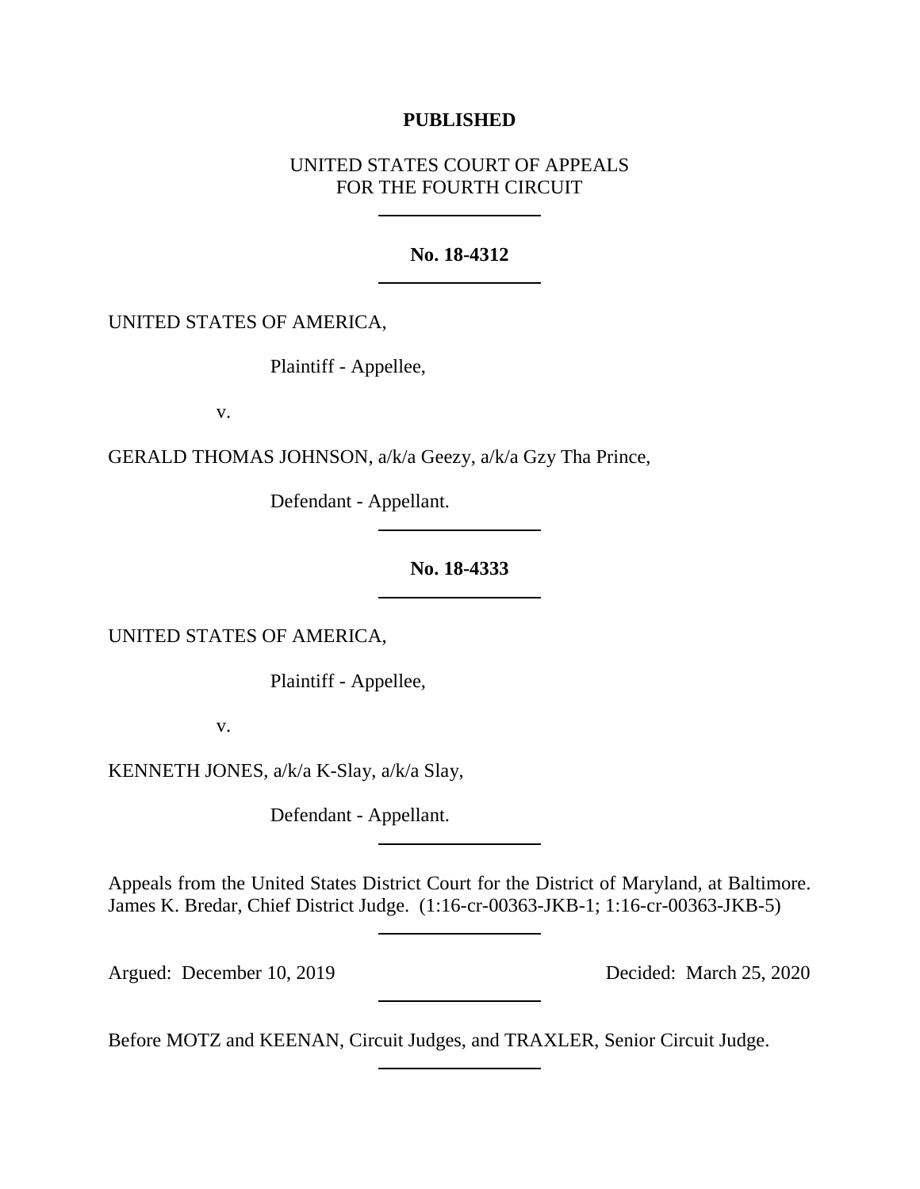**PUBLISHED**

UNITED STATES COURT OF APPEALS
FOR THE FOURTH CIRCUIT

---

**No. 18-4312**

---

UNITED STATES OF AMERICA,

Plaintiff - Appellee,

v.

GERALD THOMAS JOHNSON, a/k/a Geezy, a/k/a Gzy Tha Prince,

Defendant - Appellant.

---

**No. 18-4333**

---

UNITED STATES OF AMERICA,

Plaintiff - Appellee,

v.

KENNETH JONES, a/k/a K-Slay, a/k/a Slay,

Defendant - Appellant.

---

Appeals from the United States District Court for the District of Maryland, at Baltimore. James K. Bredar, Chief District Judge. (1:16-cr-00363-JKB-1; 1:16-cr-00363-JKB-5)

---

Argued: December 10, 2019 Decided: March 25, 2020

---

Before MOTZ and KEENAN, Circuit Judges, and TRAXLER, Senior Circuit Judge.

---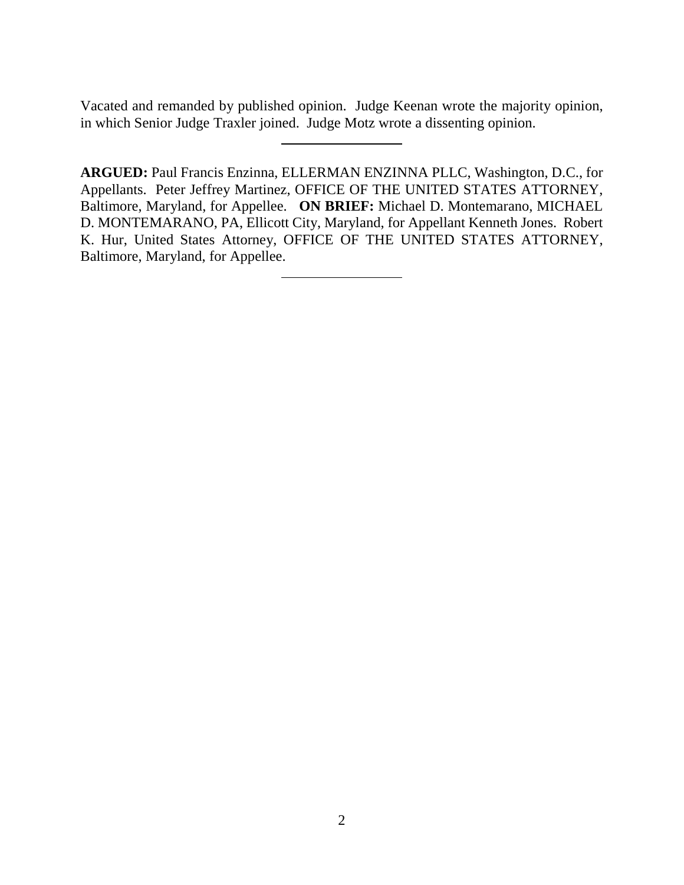Vacated and remanded by published opinion. Judge Keenan wrote the majority opinion, in which Senior Judge Traxler joined. Judge Motz wrote a dissenting opinion.

---

**ARGUED:** Paul Francis Enzinna, ELLERMAN ENZINNA PLLC, Washington, D.C., for Appellants. Peter Jeffrey Martinez, OFFICE OF THE UNITED STATES ATTORNEY, Baltimore, Maryland, for Appellee. **ON BRIEF:** Michael D. Montemarano, MICHAEL D. MONTEMARANO, PA, Ellicott City, Maryland, for Appellant Kenneth Jones. Robert K. Hur, United States Attorney, OFFICE OF THE UNITED STATES ATTORNEY, Baltimore, Maryland, for Appellee.

---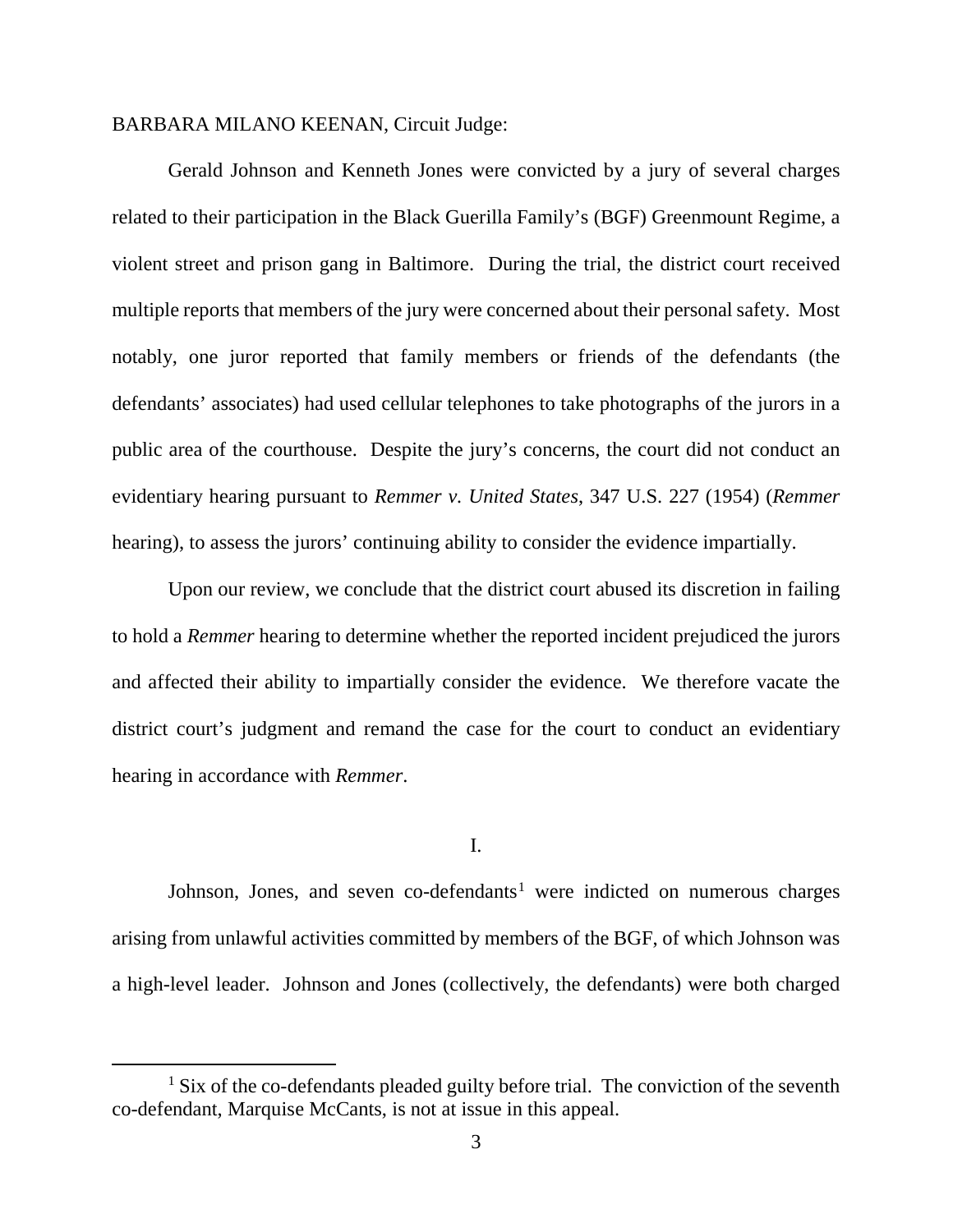BARBARA MILANO KEENAN, Circuit Judge:

Gerald Johnson and Kenneth Jones were convicted by a jury of several charges related to their participation in the Black Guerilla Family's (BGF) Greenmount Regime, a violent street and prison gang in Baltimore. During the trial, the district court received multiple reports that members of the jury were concerned about their personal safety. Most notably, one juror reported that family members or friends of the defendants (the defendants' associates) had used cellular telephones to take photographs of the jurors in a public area of the courthouse. Despite the jury's concerns, the court did not conduct an evidentiary hearing pursuant to *Remmer v. United States*, 347 U.S. 227 (1954) (*Remmer* hearing), to assess the jurors' continuing ability to consider the evidence impartially.

Upon our review, we conclude that the district court abused its discretion in failing to hold a *Remmer* hearing to determine whether the reported incident prejudiced the jurors and affected their ability to impartially consider the evidence. We therefore vacate the district court's judgment and remand the case for the court to conduct an evidentiary hearing in accordance with *Remmer*.

## I.

Johnson, Jones, and seven co-defendants[1] were indicted on numerous charges arising from unlawful activities committed by members of the BGF, of which Johnson was a high-level leader. Johnson and Jones (collectively, the defendants) were both charged

[1] Six of the co-defendants pleaded guilty before trial. The conviction of the seventh co-defendant, Marquise McCants, is not at issue in this appeal.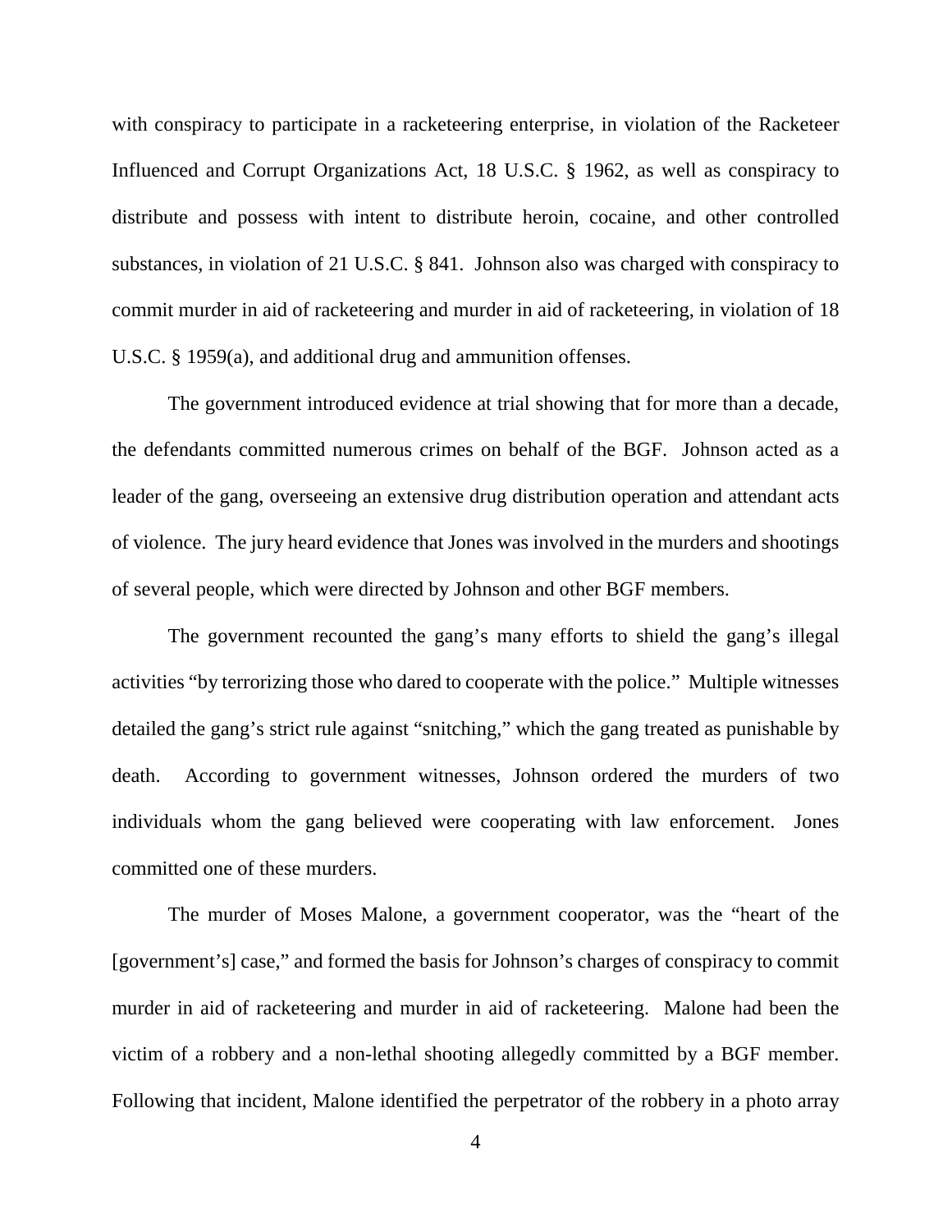with conspiracy to participate in a racketeering enterprise, in violation of the Racketeer Influenced and Corrupt Organizations Act, 18 U.S.C. § 1962, as well as conspiracy to distribute and possess with intent to distribute heroin, cocaine, and other controlled substances, in violation of 21 U.S.C. § 841. Johnson also was charged with conspiracy to commit murder in aid of racketeering and murder in aid of racketeering, in violation of 18 U.S.C. § 1959(a), and additional drug and ammunition offenses.

The government introduced evidence at trial showing that for more than a decade, the defendants committed numerous crimes on behalf of the BGF. Johnson acted as a leader of the gang, overseeing an extensive drug distribution operation and attendant acts of violence. The jury heard evidence that Jones was involved in the murders and shootings of several people, which were directed by Johnson and other BGF members.

The government recounted the gang's many efforts to shield the gang's illegal activities "by terrorizing those who dared to cooperate with the police." Multiple witnesses detailed the gang's strict rule against "snitching," which the gang treated as punishable by death. According to government witnesses, Johnson ordered the murders of two individuals whom the gang believed were cooperating with law enforcement. Jones committed one of these murders.

The murder of Moses Malone, a government cooperator, was the "heart of the [government's] case," and formed the basis for Johnson's charges of conspiracy to commit murder in aid of racketeering and murder in aid of racketeering. Malone had been the victim of a robbery and a non-lethal shooting allegedly committed by a BGF member. Following that incident, Malone identified the perpetrator of the robbery in a photo array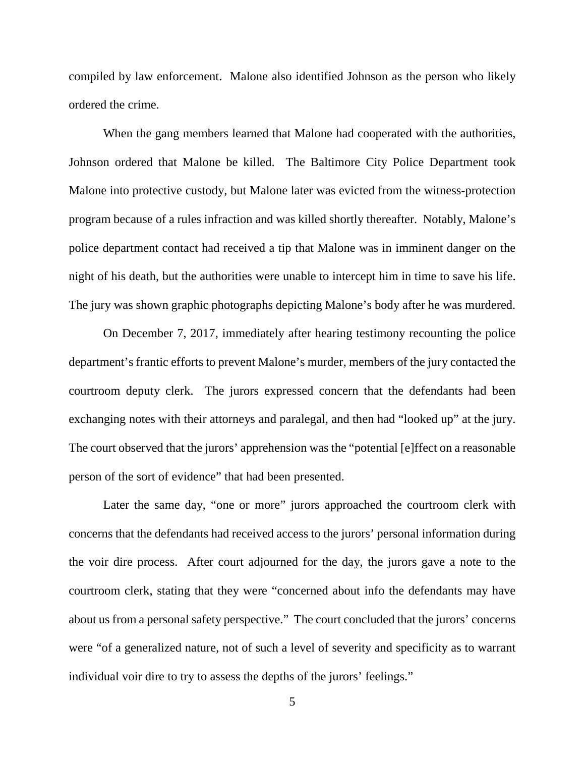compiled by law enforcement. Malone also identified Johnson as the person who likely ordered the crime.

When the gang members learned that Malone had cooperated with the authorities, Johnson ordered that Malone be killed. The Baltimore City Police Department took Malone into protective custody, but Malone later was evicted from the witness-protection program because of a rules infraction and was killed shortly thereafter. Notably, Malone's police department contact had received a tip that Malone was in imminent danger on the night of his death, but the authorities were unable to intercept him in time to save his life. The jury was shown graphic photographs depicting Malone's body after he was murdered.

On December 7, 2017, immediately after hearing testimony recounting the police department's frantic efforts to prevent Malone's murder, members of the jury contacted the courtroom deputy clerk. The jurors expressed concern that the defendants had been exchanging notes with their attorneys and paralegal, and then had "looked up" at the jury. The court observed that the jurors' apprehension was the "potential [e]ffect on a reasonable person of the sort of evidence" that had been presented.

Later the same day, "one or more" jurors approached the courtroom clerk with concerns that the defendants had received access to the jurors' personal information during the voir dire process. After court adjourned for the day, the jurors gave a note to the courtroom clerk, stating that they were "concerned about info the defendants may have about us from a personal safety perspective." The court concluded that the jurors' concerns were "of a generalized nature, not of such a level of severity and specificity as to warrant individual voir dire to try to assess the depths of the jurors' feelings."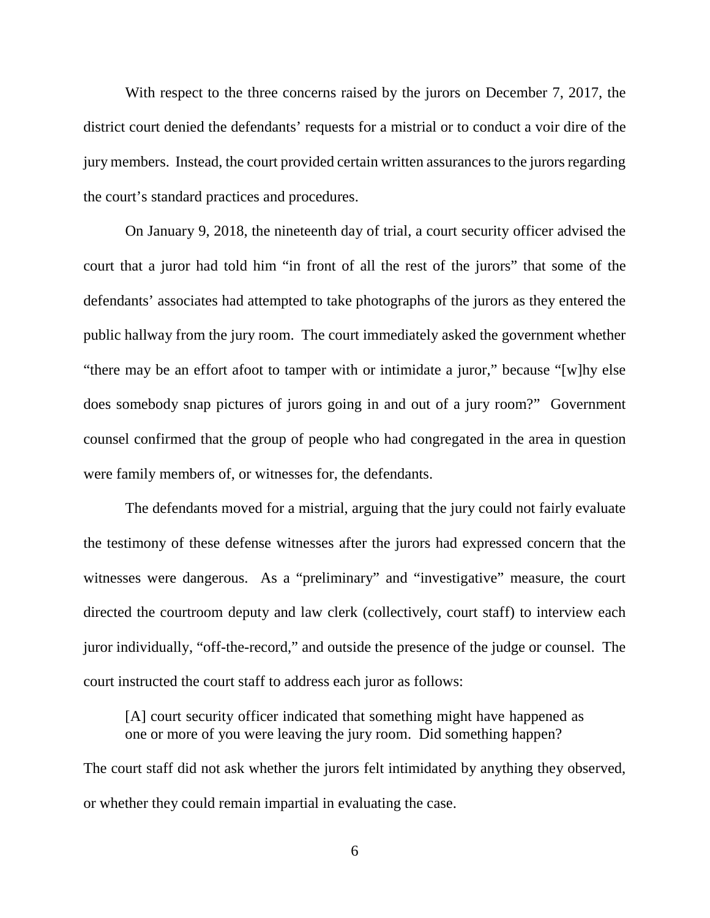With respect to the three concerns raised by the jurors on December 7, 2017, the district court denied the defendants' requests for a mistrial or to conduct a voir dire of the jury members. Instead, the court provided certain written assurances to the jurors regarding the court's standard practices and procedures.

On January 9, 2018, the nineteenth day of trial, a court security officer advised the court that a juror had told him "in front of all the rest of the jurors" that some of the defendants' associates had attempted to take photographs of the jurors as they entered the public hallway from the jury room. The court immediately asked the government whether "there may be an effort afoot to tamper with or intimidate a juror," because "[w]hy else does somebody snap pictures of jurors going in and out of a jury room?" Government counsel confirmed that the group of people who had congregated in the area in question were family members of, or witnesses for, the defendants.

The defendants moved for a mistrial, arguing that the jury could not fairly evaluate the testimony of these defense witnesses after the jurors had expressed concern that the witnesses were dangerous. As a "preliminary" and "investigative" measure, the court directed the courtroom deputy and law clerk (collectively, court staff) to interview each juror individually, "off-the-record," and outside the presence of the judge or counsel. The court instructed the court staff to address each juror as follows:

> [A] court security officer indicated that something might have happened as one or more of you were leaving the jury room. Did something happen?

The court staff did not ask whether the jurors felt intimidated by anything they observed, or whether they could remain impartial in evaluating the case.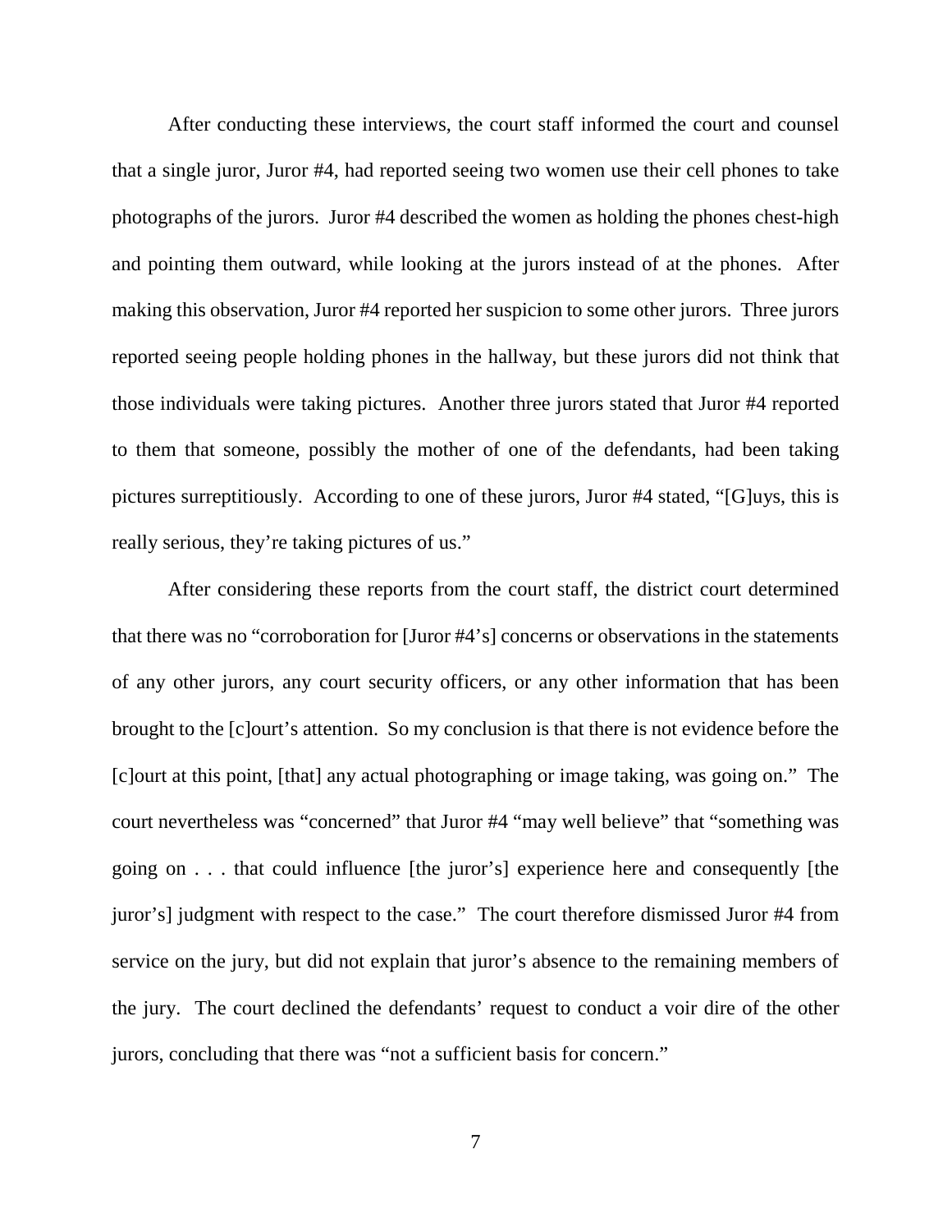After conducting these interviews, the court staff informed the court and counsel that a single juror, Juror #4, had reported seeing two women use their cell phones to take photographs of the jurors. Juror #4 described the women as holding the phones chest-high and pointing them outward, while looking at the jurors instead of at the phones. After making this observation, Juror #4 reported her suspicion to some other jurors. Three jurors reported seeing people holding phones in the hallway, but these jurors did not think that those individuals were taking pictures. Another three jurors stated that Juror #4 reported to them that someone, possibly the mother of one of the defendants, had been taking pictures surreptitiously. According to one of these jurors, Juror #4 stated, "[G]uys, this is really serious, they're taking pictures of us."

After considering these reports from the court staff, the district court determined that there was no "corroboration for [Juror #4's] concerns or observations in the statements of any other jurors, any court security officers, or any other information that has been brought to the [c]ourt's attention. So my conclusion is that there is not evidence before the [c]ourt at this point, [that] any actual photographing or image taking, was going on." The court nevertheless was "concerned" that Juror #4 "may well believe" that "something was going on . . . that could influence [the juror's] experience here and consequently [the juror's] judgment with respect to the case." The court therefore dismissed Juror #4 from service on the jury, but did not explain that juror's absence to the remaining members of the jury. The court declined the defendants' request to conduct a voir dire of the other jurors, concluding that there was "not a sufficient basis for concern."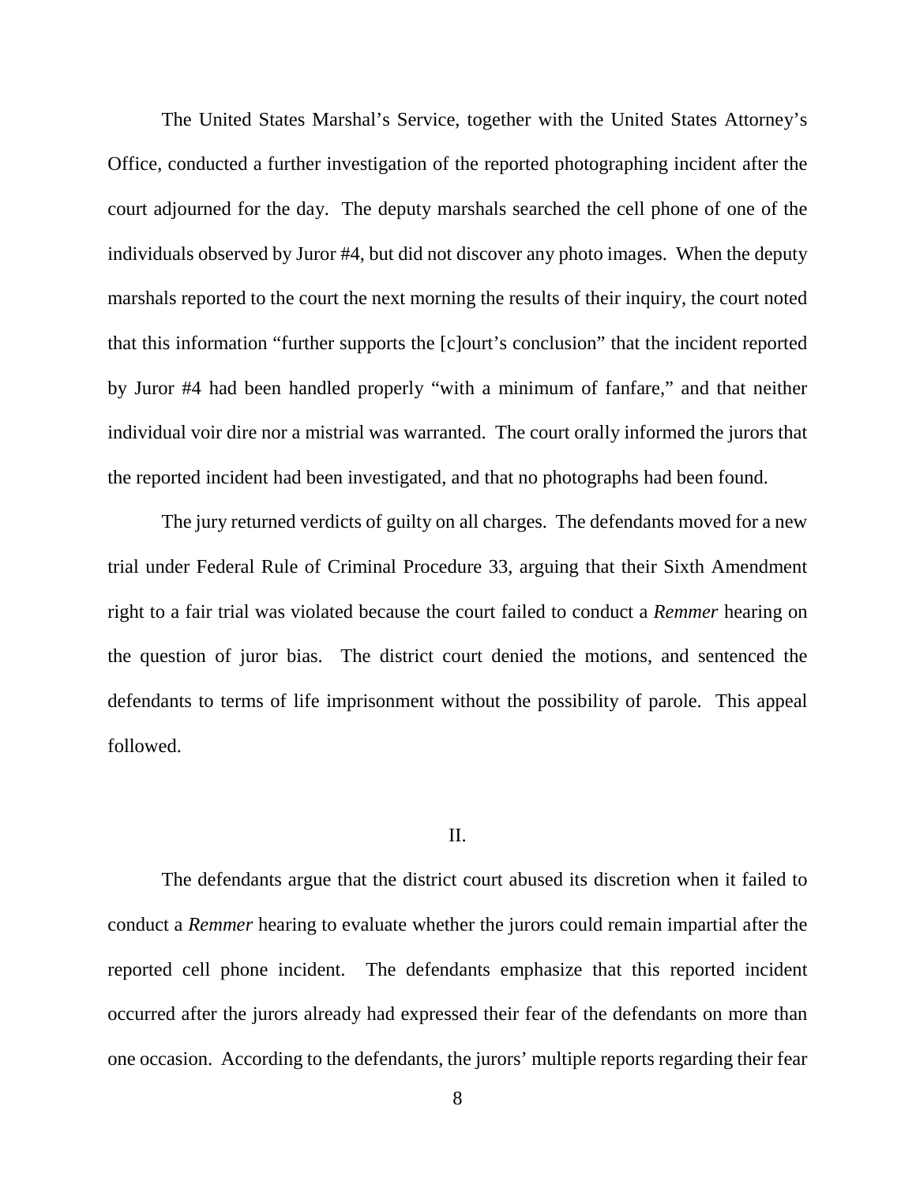The United States Marshal's Service, together with the United States Attorney's Office, conducted a further investigation of the reported photographing incident after the court adjourned for the day. The deputy marshals searched the cell phone of one of the individuals observed by Juror #4, but did not discover any photo images. When the deputy marshals reported to the court the next morning the results of their inquiry, the court noted that this information "further supports the [c]ourt's conclusion" that the incident reported by Juror #4 had been handled properly "with a minimum of fanfare," and that neither individual voir dire nor a mistrial was warranted. The court orally informed the jurors that the reported incident had been investigated, and that no photographs had been found.

The jury returned verdicts of guilty on all charges. The defendants moved for a new trial under Federal Rule of Criminal Procedure 33, arguing that their Sixth Amendment right to a fair trial was violated because the court failed to conduct a *Remmer* hearing on the question of juror bias. The district court denied the motions, and sentenced the defendants to terms of life imprisonment without the possibility of parole. This appeal followed.

## II.

The defendants argue that the district court abused its discretion when it failed to conduct a *Remmer* hearing to evaluate whether the jurors could remain impartial after the reported cell phone incident. The defendants emphasize that this reported incident occurred after the jurors already had expressed their fear of the defendants on more than one occasion. According to the defendants, the jurors' multiple reports regarding their fear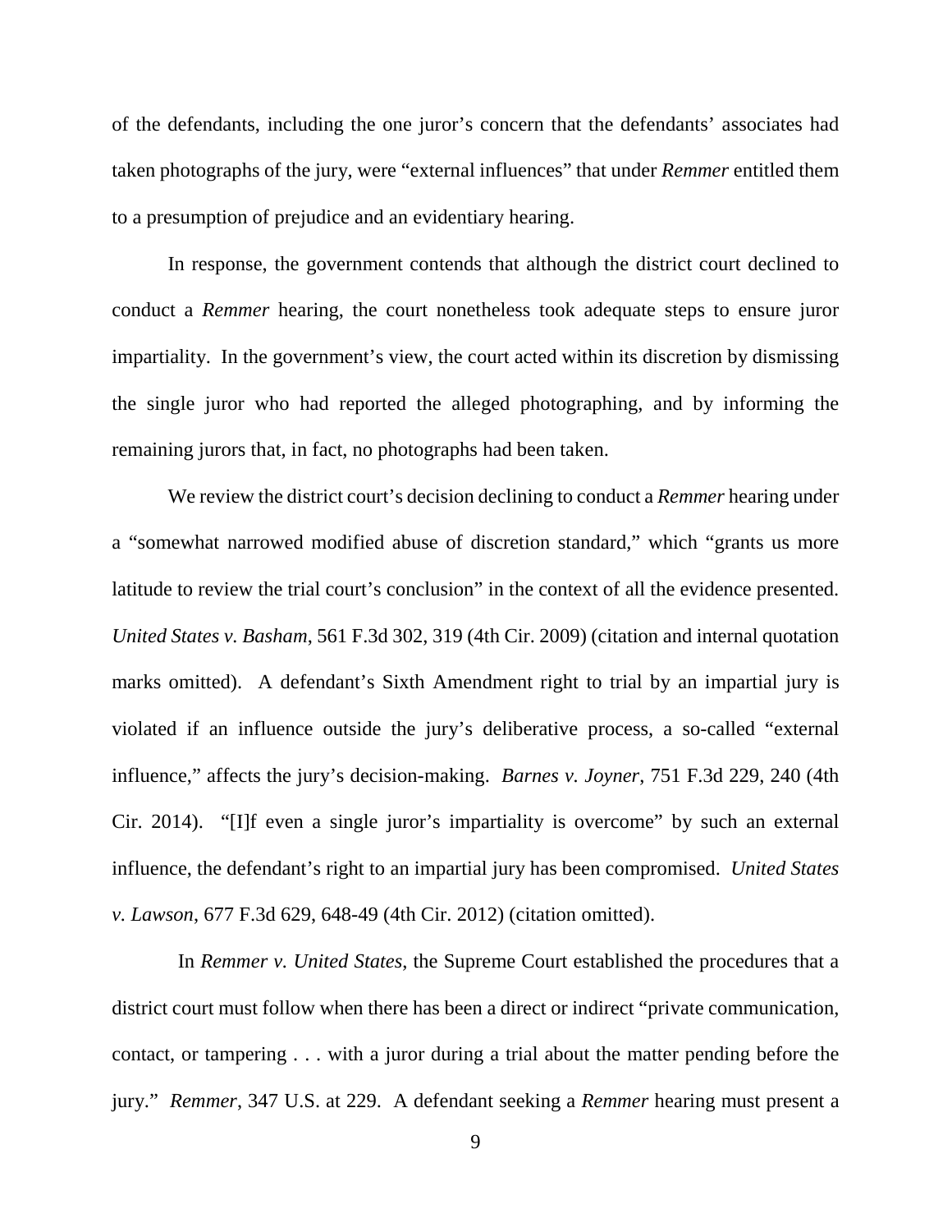of the defendants, including the one juror's concern that the defendants' associates had taken photographs of the jury, were "external influences" that under *Remmer* entitled them to a presumption of prejudice and an evidentiary hearing.

In response, the government contends that although the district court declined to conduct a *Remmer* hearing, the court nonetheless took adequate steps to ensure juror impartiality. In the government's view, the court acted within its discretion by dismissing the single juror who had reported the alleged photographing, and by informing the remaining jurors that, in fact, no photographs had been taken.

We review the district court's decision declining to conduct a *Remmer* hearing under a "somewhat narrowed modified abuse of discretion standard," which "grants us more latitude to review the trial court's conclusion" in the context of all the evidence presented. *United States v. Basham*, 561 F.3d 302, 319 (4th Cir. 2009) (citation and internal quotation marks omitted). A defendant's Sixth Amendment right to trial by an impartial jury is violated if an influence outside the jury's deliberative process, a so-called "external influence," affects the jury's decision-making. *Barnes v. Joyner*, 751 F.3d 229, 240 (4th Cir. 2014). "[I]f even a single juror's impartiality is overcome" by such an external influence, the defendant's right to an impartial jury has been compromised. *United States v. Lawson*, 677 F.3d 629, 648-49 (4th Cir. 2012) (citation omitted).

In *Remmer v. United States*, the Supreme Court established the procedures that a district court must follow when there has been a direct or indirect "private communication, contact, or tampering . . . with a juror during a trial about the matter pending before the jury." *Remmer*, 347 U.S. at 229. A defendant seeking a *Remmer* hearing must present a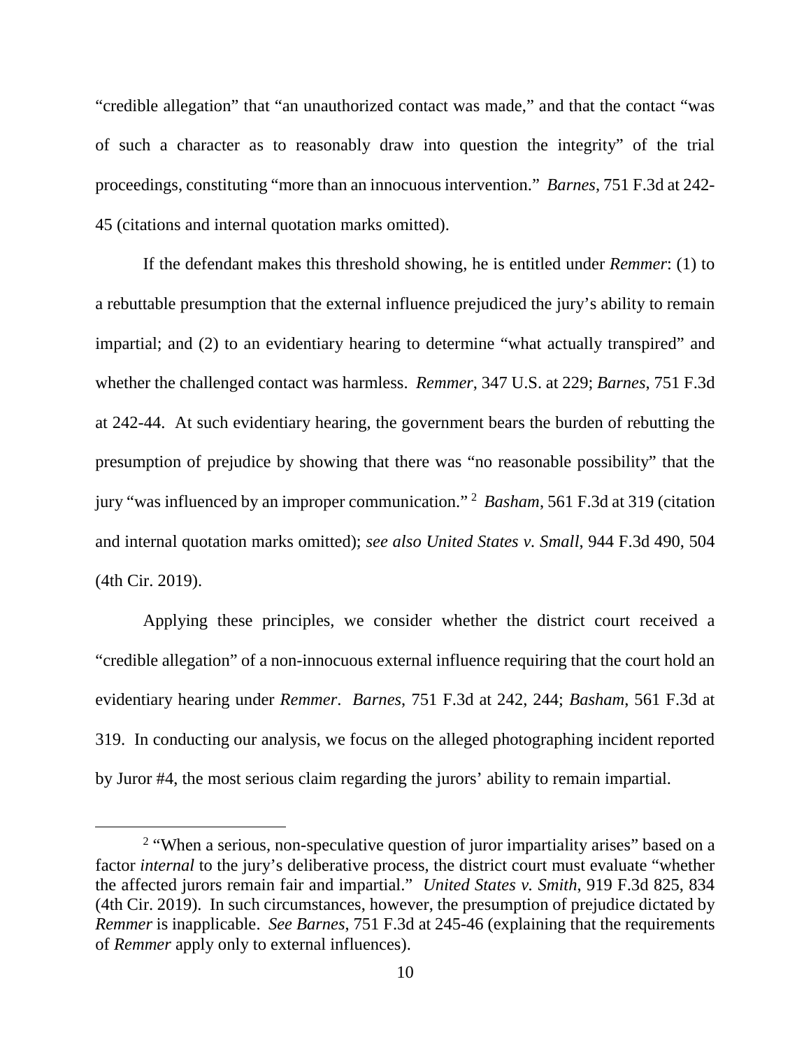"credible allegation" that "an unauthorized contact was made," and that the contact "was of such a character as to reasonably draw into question the integrity" of the trial proceedings, constituting "more than an innocuous intervention." *Barnes*, 751 F.3d at 242-45 (citations and internal quotation marks omitted).

If the defendant makes this threshold showing, he is entitled under *Remmer*: (1) to a rebuttable presumption that the external influence prejudiced the jury's ability to remain impartial; and (2) to an evidentiary hearing to determine "what actually transpired" and whether the challenged contact was harmless. *Remmer*, 347 U.S. at 229; *Barnes*, 751 F.3d at 242-44. At such evidentiary hearing, the government bears the burden of rebutting the presumption of prejudice by showing that there was "no reasonable possibility" that the jury "was influenced by an improper communication." [2] *Basham*, 561 F.3d at 319 (citation and internal quotation marks omitted); *see also United States v. Small*, 944 F.3d 490, 504 (4th Cir. 2019).

Applying these principles, we consider whether the district court received a "credible allegation" of a non-innocuous external influence requiring that the court hold an evidentiary hearing under *Remmer*. *Barnes*, 751 F.3d at 242, 244; *Basham*, 561 F.3d at 319. In conducting our analysis, we focus on the alleged photographing incident reported by Juror #4, the most serious claim regarding the jurors' ability to remain impartial.

[2] "When a serious, non-speculative question of juror impartiality arises" based on a factor *internal* to the jury's deliberative process, the district court must evaluate "whether the affected jurors remain fair and impartial." *United States v. Smith*, 919 F.3d 825, 834 (4th Cir. 2019). In such circumstances, however, the presumption of prejudice dictated by *Remmer* is inapplicable. *See Barnes*, 751 F.3d at 245-46 (explaining that the requirements of *Remmer* apply only to external influences).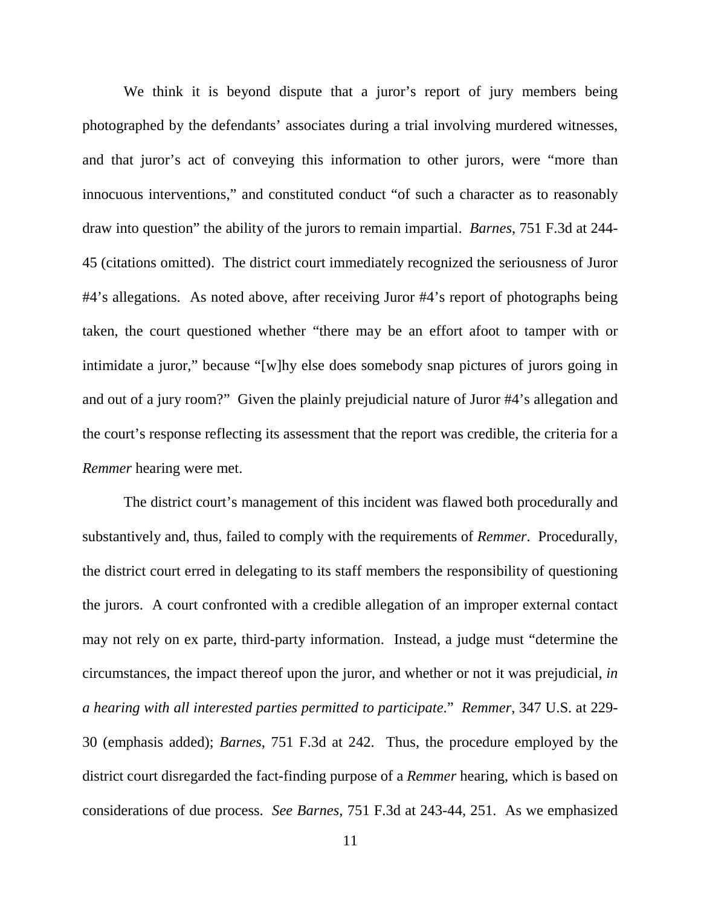We think it is beyond dispute that a juror's report of jury members being photographed by the defendants' associates during a trial involving murdered witnesses, and that juror's act of conveying this information to other jurors, were "more than innocuous interventions," and constituted conduct "of such a character as to reasonably draw into question" the ability of the jurors to remain impartial. *Barnes*, 751 F.3d at 244-45 (citations omitted). The district court immediately recognized the seriousness of Juror #4's allegations. As noted above, after receiving Juror #4's report of photographs being taken, the court questioned whether "there may be an effort afoot to tamper with or intimidate a juror," because "[w]hy else does somebody snap pictures of jurors going in and out of a jury room?" Given the plainly prejudicial nature of Juror #4's allegation and the court's response reflecting its assessment that the report was credible, the criteria for a *Remmer* hearing were met.

The district court's management of this incident was flawed both procedurally and substantively and, thus, failed to comply with the requirements of *Remmer*. Procedurally, the district court erred in delegating to its staff members the responsibility of questioning the jurors. A court confronted with a credible allegation of an improper external contact may not rely on ex parte, third-party information. Instead, a judge must "determine the circumstances, the impact thereof upon the juror, and whether or not it was prejudicial, *in a hearing with all interested parties permitted to participate*." *Remmer*, 347 U.S. at 229-30 (emphasis added); *Barnes*, 751 F.3d at 242. Thus, the procedure employed by the district court disregarded the fact-finding purpose of a *Remmer* hearing, which is based on considerations of due process. *See Barnes*, 751 F.3d at 243-44, 251. As we emphasized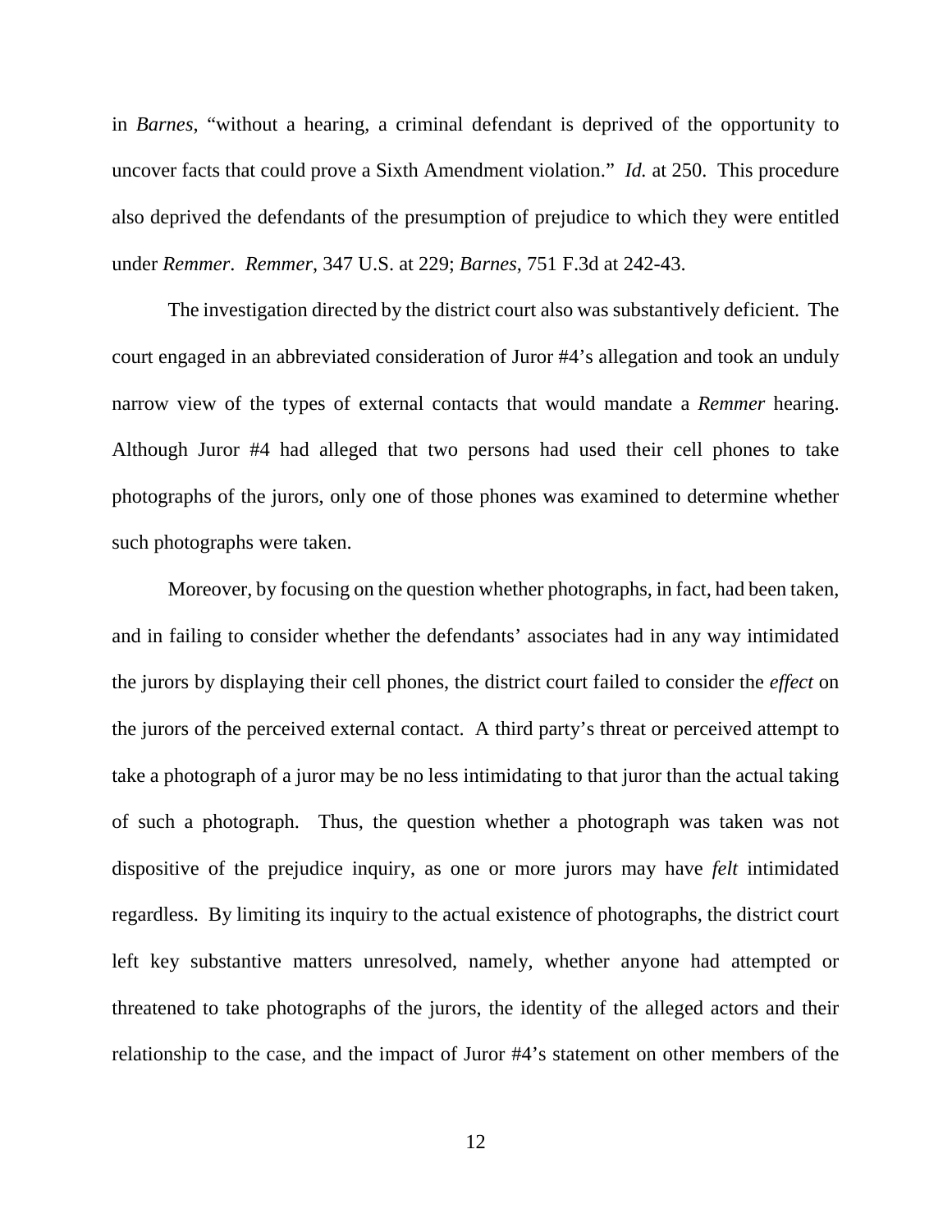in *Barnes*, "without a hearing, a criminal defendant is deprived of the opportunity to uncover facts that could prove a Sixth Amendment violation." *Id.* at 250. This procedure also deprived the defendants of the presumption of prejudice to which they were entitled under *Remmer*. *Remmer*, 347 U.S. at 229; *Barnes*, 751 F.3d at 242-43.

The investigation directed by the district court also was substantively deficient. The court engaged in an abbreviated consideration of Juror #4's allegation and took an unduly narrow view of the types of external contacts that would mandate a *Remmer* hearing. Although Juror #4 had alleged that two persons had used their cell phones to take photographs of the jurors, only one of those phones was examined to determine whether such photographs were taken.

Moreover, by focusing on the question whether photographs, in fact, had been taken, and in failing to consider whether the defendants' associates had in any way intimidated the jurors by displaying their cell phones, the district court failed to consider the *effect* on the jurors of the perceived external contact. A third party's threat or perceived attempt to take a photograph of a juror may be no less intimidating to that juror than the actual taking of such a photograph. Thus, the question whether a photograph was taken was not dispositive of the prejudice inquiry, as one or more jurors may have *felt* intimidated regardless. By limiting its inquiry to the actual existence of photographs, the district court left key substantive matters unresolved, namely, whether anyone had attempted or threatened to take photographs of the jurors, the identity of the alleged actors and their relationship to the case, and the impact of Juror #4's statement on other members of the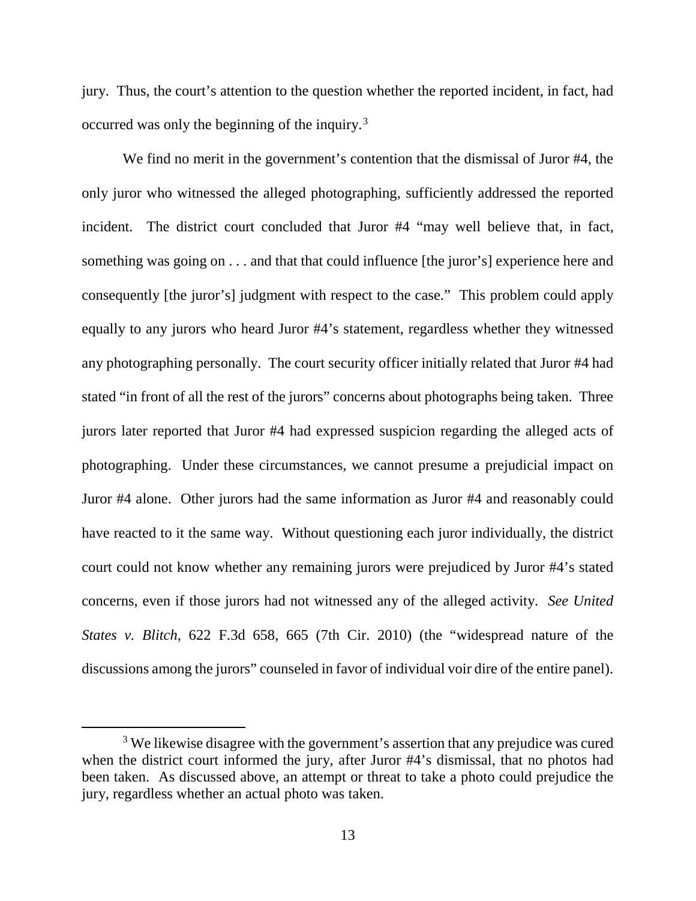jury. Thus, the court's attention to the question whether the reported incident, in fact, had occurred was only the beginning of the inquiry.[3]

We find no merit in the government's contention that the dismissal of Juror #4, the only juror who witnessed the alleged photographing, sufficiently addressed the reported incident. The district court concluded that Juror #4 "may well believe that, in fact, something was going on . . . and that that could influence [the juror's] experience here and consequently [the juror's] judgment with respect to the case." This problem could apply equally to any jurors who heard Juror #4's statement, regardless whether they witnessed any photographing personally. The court security officer initially related that Juror #4 had stated "in front of all the rest of the jurors" concerns about photographs being taken. Three jurors later reported that Juror #4 had expressed suspicion regarding the alleged acts of photographing. Under these circumstances, we cannot presume a prejudicial impact on Juror #4 alone. Other jurors had the same information as Juror #4 and reasonably could have reacted to it the same way. Without questioning each juror individually, the district court could not know whether any remaining jurors were prejudiced by Juror #4's stated concerns, even if those jurors had not witnessed any of the alleged activity. *See United States v. Blitch*, 622 F.3d 658, 665 (7th Cir. 2010) (the "widespread nature of the discussions among the jurors" counseled in favor of individual voir dire of the entire panel).

[3] We likewise disagree with the government's assertion that any prejudice was cured when the district court informed the jury, after Juror #4's dismissal, that no photos had been taken. As discussed above, an attempt or threat to take a photo could prejudice the jury, regardless whether an actual photo was taken.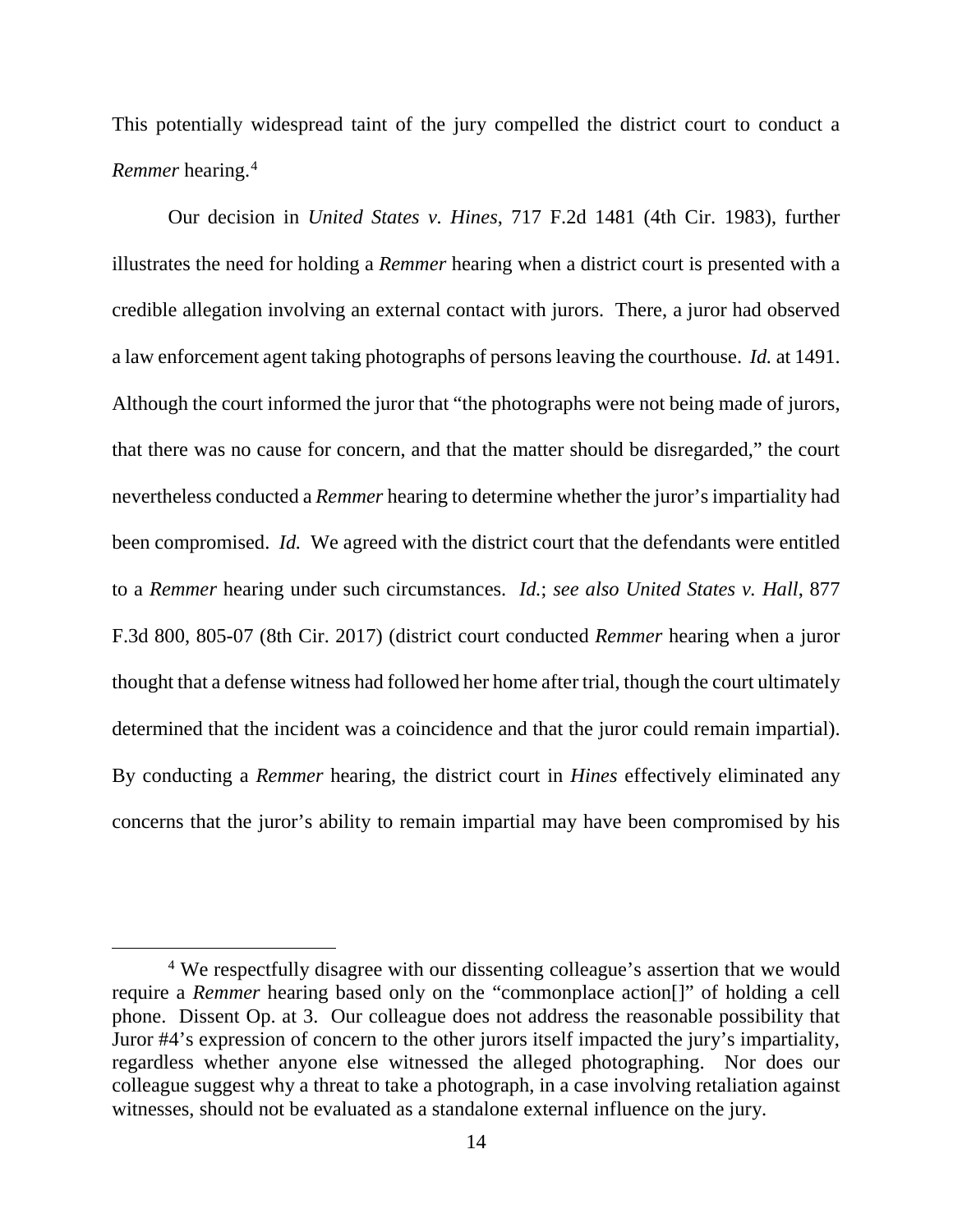This potentially widespread taint of the jury compelled the district court to conduct a *Remmer* hearing.[4]

Our decision in *United States v. Hines*, 717 F.2d 1481 (4th Cir. 1983), further illustrates the need for holding a *Remmer* hearing when a district court is presented with a credible allegation involving an external contact with jurors. There, a juror had observed a law enforcement agent taking photographs of persons leaving the courthouse. *Id.* at 1491. Although the court informed the juror that "the photographs were not being made of jurors, that there was no cause for concern, and that the matter should be disregarded," the court nevertheless conducted a *Remmer* hearing to determine whether the juror's impartiality had been compromised. *Id.* We agreed with the district court that the defendants were entitled to a *Remmer* hearing under such circumstances. *Id.*; *see also United States v. Hall*, 877 F.3d 800, 805-07 (8th Cir. 2017) (district court conducted *Remmer* hearing when a juror thought that a defense witness had followed her home after trial, though the court ultimately determined that the incident was a coincidence and that the juror could remain impartial). By conducting a *Remmer* hearing, the district court in *Hines* effectively eliminated any concerns that the juror's ability to remain impartial may have been compromised by his

---

[4] We respectfully disagree with our dissenting colleague's assertion that we would require a *Remmer* hearing based only on the "commonplace action[]" of holding a cell phone. Dissent Op. at 3. Our colleague does not address the reasonable possibility that Juror #4's expression of concern to the other jurors itself impacted the jury's impartiality, regardless whether anyone else witnessed the alleged photographing. Nor does our colleague suggest why a threat to take a photograph, in a case involving retaliation against witnesses, should not be evaluated as a standalone external influence on the jury.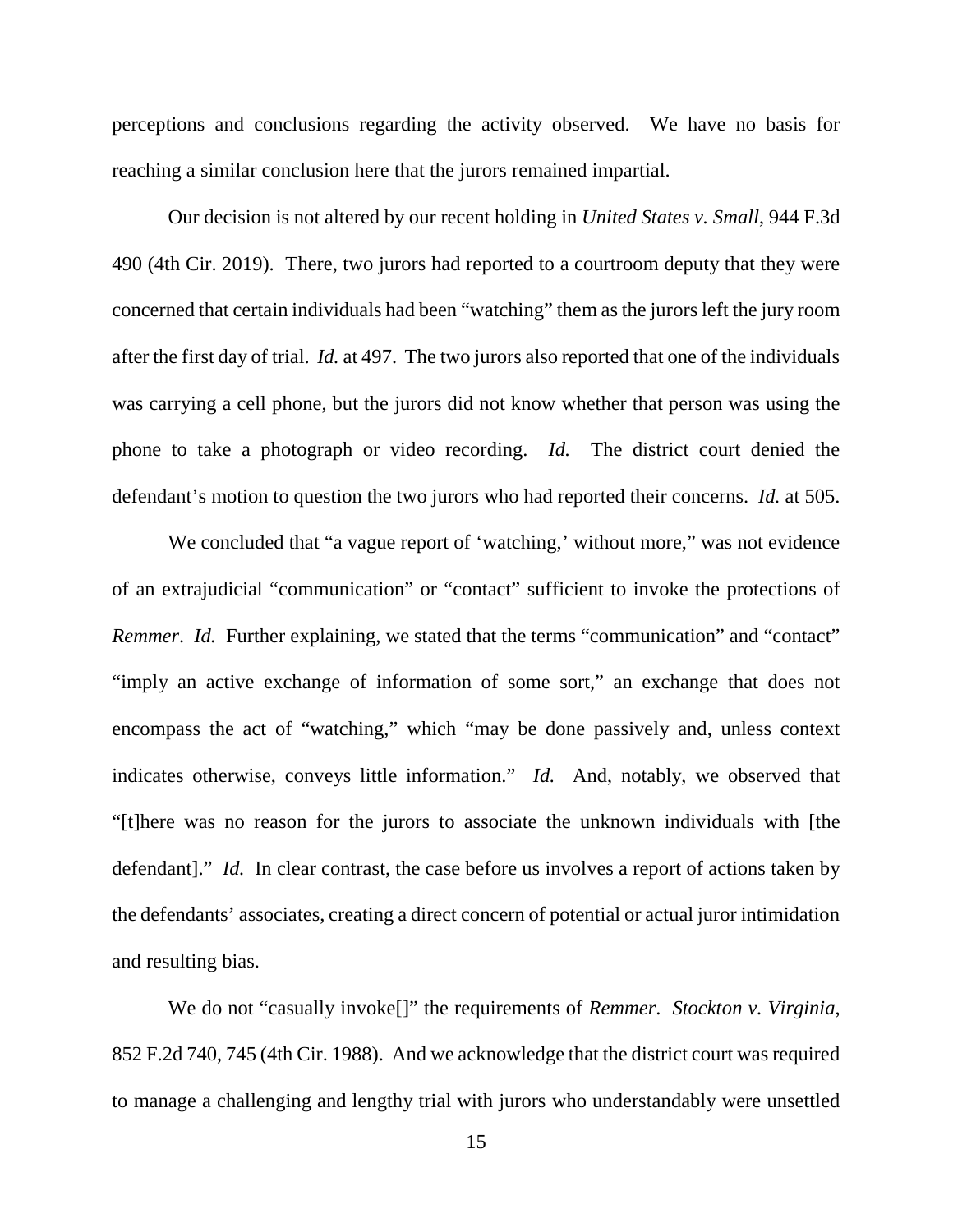perceptions and conclusions regarding the activity observed. We have no basis for reaching a similar conclusion here that the jurors remained impartial.

Our decision is not altered by our recent holding in *United States v. Small*, 944 F.3d 490 (4th Cir. 2019). There, two jurors had reported to a courtroom deputy that they were concerned that certain individuals had been "watching" them as the jurors left the jury room after the first day of trial. *Id.* at 497. The two jurors also reported that one of the individuals was carrying a cell phone, but the jurors did not know whether that person was using the phone to take a photograph or video recording. *Id.* The district court denied the defendant's motion to question the two jurors who had reported their concerns. *Id.* at 505.

We concluded that "a vague report of 'watching,' without more," was not evidence of an extrajudicial "communication" or "contact" sufficient to invoke the protections of *Remmer*. *Id.* Further explaining, we stated that the terms "communication" and "contact" "imply an active exchange of information of some sort," an exchange that does not encompass the act of "watching," which "may be done passively and, unless context indicates otherwise, conveys little information." *Id.* And, notably, we observed that "[t]here was no reason for the jurors to associate the unknown individuals with [the defendant]." *Id.* In clear contrast, the case before us involves a report of actions taken by the defendants' associates, creating a direct concern of potential or actual juror intimidation and resulting bias.

We do not "casually invoke[]" the requirements of *Remmer*. *Stockton v. Virginia*, 852 F.2d 740, 745 (4th Cir. 1988). And we acknowledge that the district court was required to manage a challenging and lengthy trial with jurors who understandably were unsettled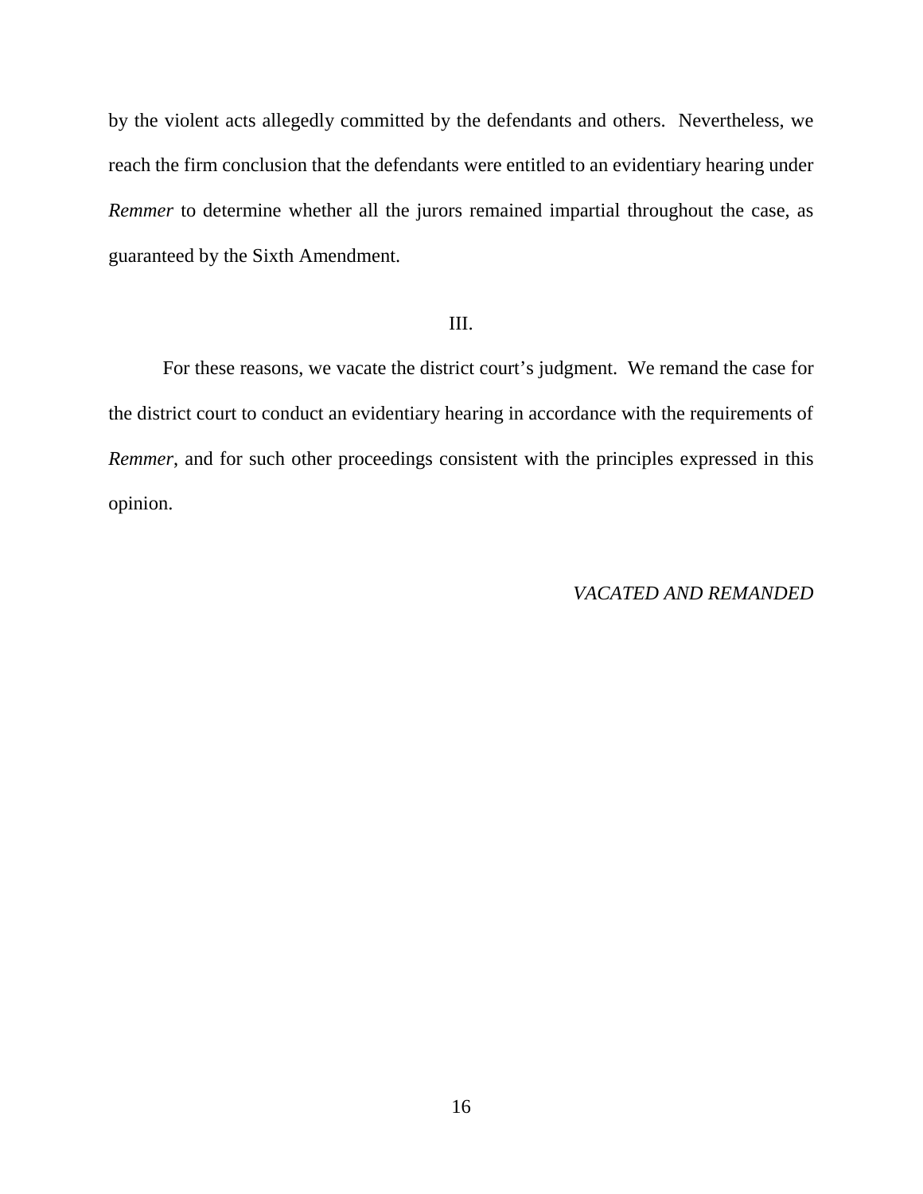by the violent acts allegedly committed by the defendants and others. Nevertheless, we reach the firm conclusion that the defendants were entitled to an evidentiary hearing under *Remmer* to determine whether all the jurors remained impartial throughout the case, as guaranteed by the Sixth Amendment.

III.

For these reasons, we vacate the district court's judgment. We remand the case for the district court to conduct an evidentiary hearing in accordance with the requirements of *Remmer*, and for such other proceedings consistent with the principles expressed in this opinion.

*VACATED AND REMANDED*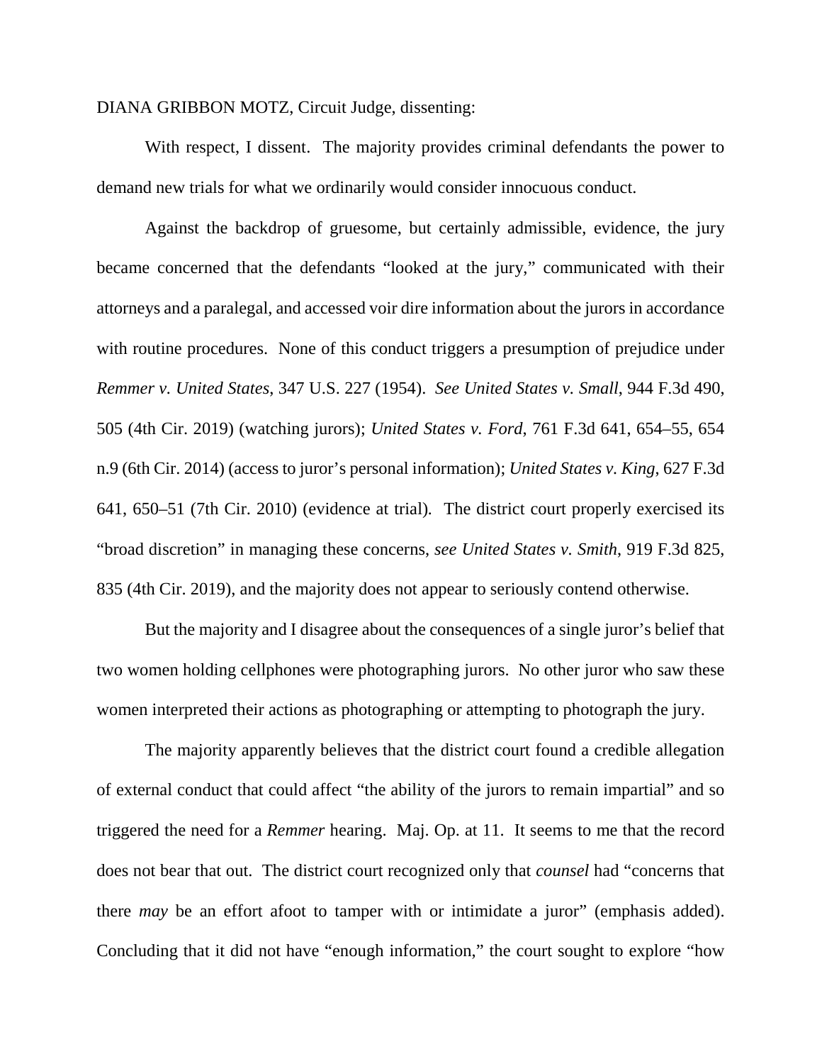DIANA GRIBBON MOTZ, Circuit Judge, dissenting:

With respect, I dissent. The majority provides criminal defendants the power to demand new trials for what we ordinarily would consider innocuous conduct.

Against the backdrop of gruesome, but certainly admissible, evidence, the jury became concerned that the defendants "looked at the jury," communicated with their attorneys and a paralegal, and accessed voir dire information about the jurors in accordance with routine procedures. None of this conduct triggers a presumption of prejudice under *Remmer v. United States*, 347 U.S. 227 (1954). *See United States v. Small*, 944 F.3d 490, 505 (4th Cir. 2019) (watching jurors); *United States v. Ford*, 761 F.3d 641, 654–55, 654 n.9 (6th Cir. 2014) (access to juror's personal information); *United States v. King*, 627 F.3d 641, 650–51 (7th Cir. 2010) (evidence at trial). The district court properly exercised its "broad discretion" in managing these concerns, *see United States v. Smith*, 919 F.3d 825, 835 (4th Cir. 2019), and the majority does not appear to seriously contend otherwise.

But the majority and I disagree about the consequences of a single juror's belief that two women holding cellphones were photographing jurors. No other juror who saw these women interpreted their actions as photographing or attempting to photograph the jury.

The majority apparently believes that the district court found a credible allegation of external conduct that could affect "the ability of the jurors to remain impartial" and so triggered the need for a *Remmer* hearing. Maj. Op. at 11. It seems to me that the record does not bear that out. The district court recognized only that *counsel* had "concerns that there *may* be an effort afoot to tamper with or intimidate a juror" (emphasis added). Concluding that it did not have "enough information," the court sought to explore "how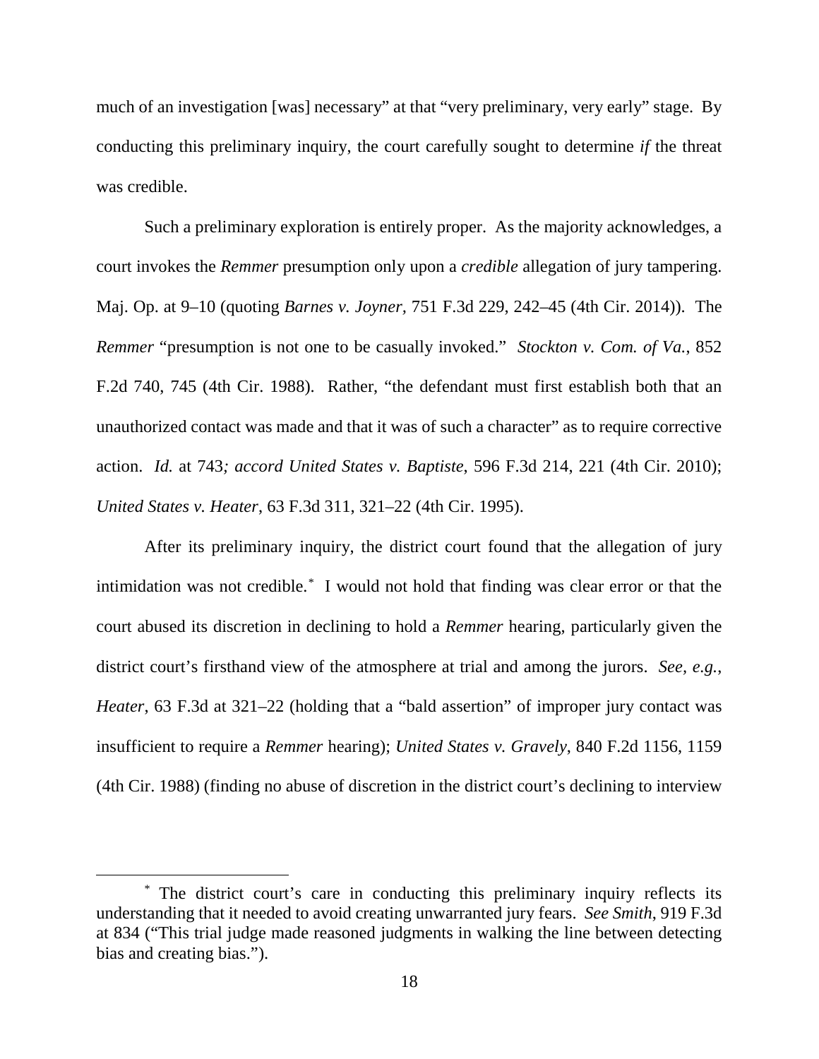much of an investigation [was] necessary" at that "very preliminary, very early" stage. By conducting this preliminary inquiry, the court carefully sought to determine *if* the threat was credible.

Such a preliminary exploration is entirely proper. As the majority acknowledges, a court invokes the *Remmer* presumption only upon a *credible* allegation of jury tampering. Maj. Op. at 9–10 (quoting *Barnes v. Joyner*, 751 F.3d 229, 242–45 (4th Cir. 2014)). The *Remmer* "presumption is not one to be casually invoked." *Stockton v. Com. of Va.*, 852 F.2d 740, 745 (4th Cir. 1988). Rather, "the defendant must first establish both that an unauthorized contact was made and that it was of such a character" as to require corrective action. *Id.* at 743*; accord United States v. Baptiste*, 596 F.3d 214, 221 (4th Cir. 2010); *United States v. Heater*, 63 F.3d 311, 321–22 (4th Cir. 1995).

After its preliminary inquiry, the district court found that the allegation of jury intimidation was not credible.[*] I would not hold that finding was clear error or that the court abused its discretion in declining to hold a *Remmer* hearing, particularly given the district court's firsthand view of the atmosphere at trial and among the jurors. *See, e.g.*, *Heater*, 63 F.3d at 321–22 (holding that a "bald assertion" of improper jury contact was insufficient to require a *Remmer* hearing); *United States v. Gravely*, 840 F.2d 1156, 1159 (4th Cir. 1988) (finding no abuse of discretion in the district court's declining to interview

[*] The district court's care in conducting this preliminary inquiry reflects its understanding that it needed to avoid creating unwarranted jury fears. *See Smith*, 919 F.3d at 834 ("This trial judge made reasoned judgments in walking the line between detecting bias and creating bias.").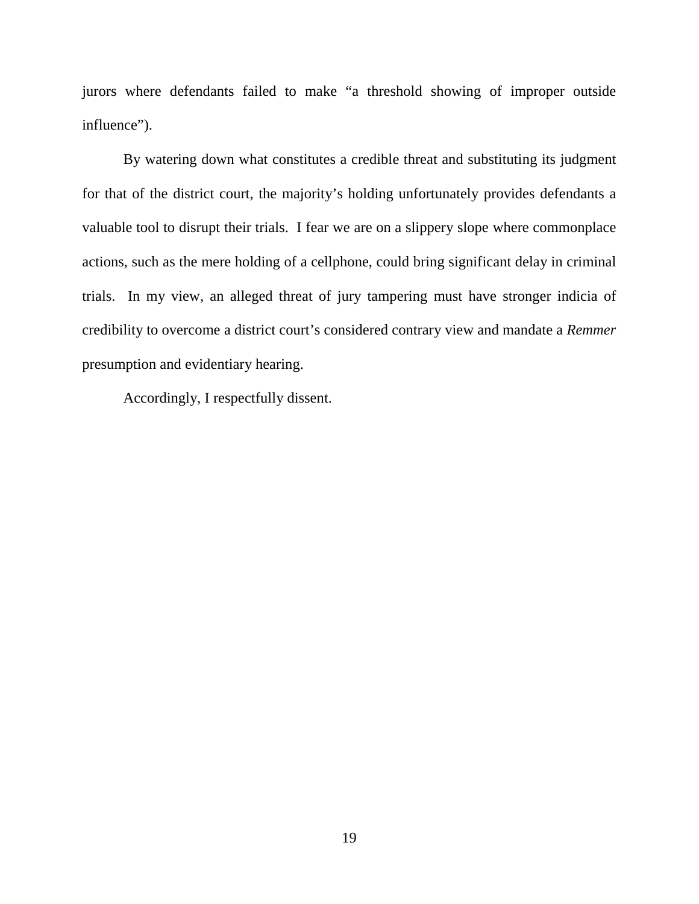jurors where defendants failed to make "a threshold showing of improper outside influence").

By watering down what constitutes a credible threat and substituting its judgment for that of the district court, the majority's holding unfortunately provides defendants a valuable tool to disrupt their trials. I fear we are on a slippery slope where commonplace actions, such as the mere holding of a cellphone, could bring significant delay in criminal trials. In my view, an alleged threat of jury tampering must have stronger indicia of credibility to overcome a district court's considered contrary view and mandate a *Remmer* presumption and evidentiary hearing.

Accordingly, I respectfully dissent.